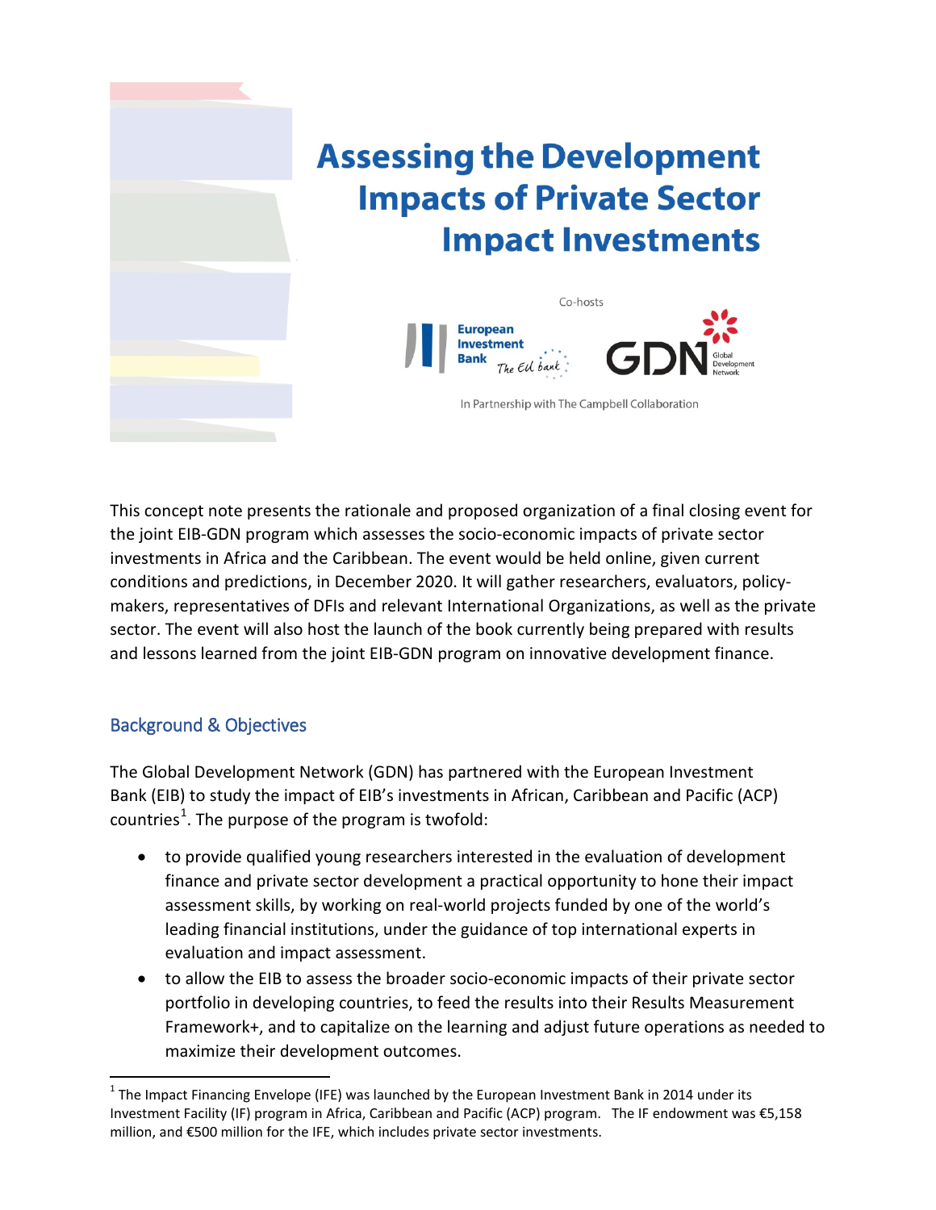# Assessing the Development Impacts of Private Sector Impact Investments

Co-hosts

European Investment Bank *The EU bank*

GDN Global Development Network

In Partnership with The Campbell Collaboration

This concept note presents the rationale and proposed organization of a final closing event for the joint EIB-GDN program which assesses the socio-economic impacts of private sector investments in Africa and the Caribbean. The event would be held online, given current conditions and predictions, in December 2020. It will gather researchers, evaluators, policy-makers, representatives of DFIs and relevant International Organizations, as well as the private sector. The event will also host the launch of the book currently being prepared with results and lessons learned from the joint EIB-GDN program on innovative development finance.

## Background & Objectives

The Global Development Network (GDN) has partnered with the European Investment Bank (EIB) to study the impact of EIB's investments in African, Caribbean and Pacific (ACP) countries[1]. The purpose of the program is twofold:

- to provide qualified young researchers interested in the evaluation of development finance and private sector development a practical opportunity to hone their impact assessment skills, by working on real-world projects funded by one of the world's leading financial institutions, under the guidance of top international experts in evaluation and impact assessment.
- to allow the EIB to assess the broader socio-economic impacts of their private sector portfolio in developing countries, to feed the results into their Results Measurement Framework+, and to capitalize on the learning and adjust future operations as needed to maximize their development outcomes.

[1] The Impact Financing Envelope (IFE) was launched by the European Investment Bank in 2014 under its Investment Facility (IF) program in Africa, Caribbean and Pacific (ACP) program. The IF endowment was €5,158 million, and €500 million for the IFE, which includes private sector investments.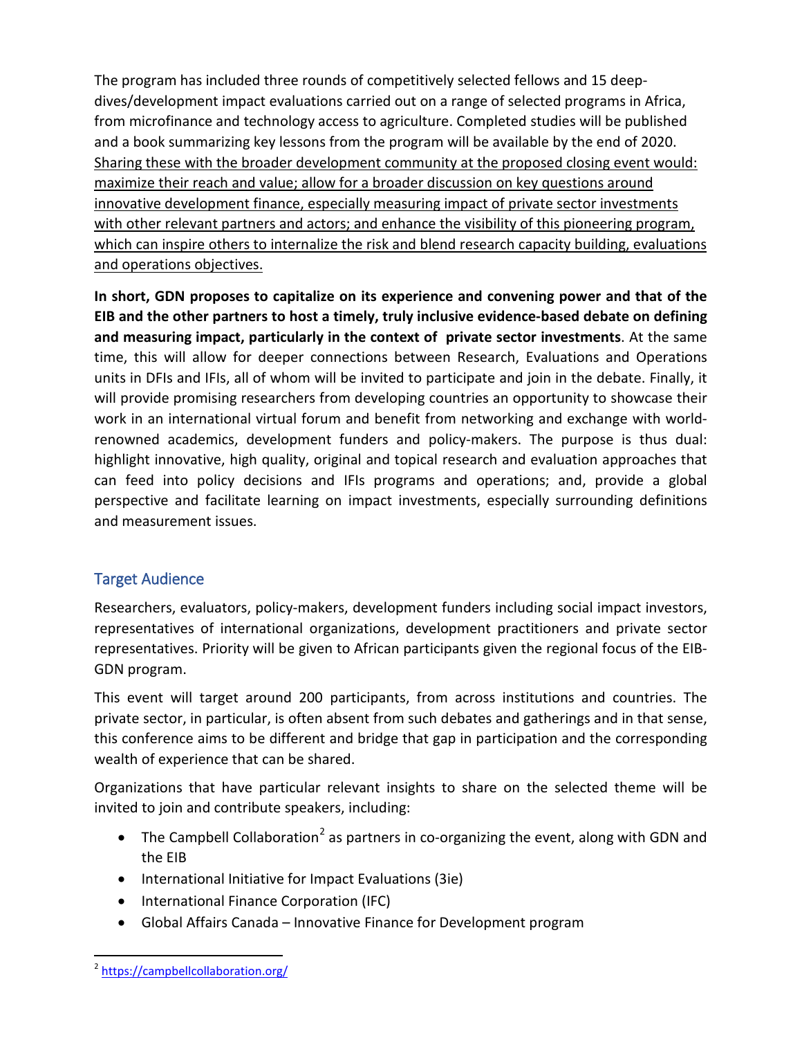The program has included three rounds of competitively selected fellows and 15 deep-dives/development impact evaluations carried out on a range of selected programs in Africa, from microfinance and technology access to agriculture. Completed studies will be published and a book summarizing key lessons from the program will be available by the end of 2020. <u>Sharing these with the broader development community at the proposed closing event would: maximize their reach and value; allow for a broader discussion on key questions around innovative development finance, especially measuring impact of private sector investments with other relevant partners and actors; and enhance the visibility of this pioneering program, which can inspire others to internalize the risk and blend research capacity building, evaluations and operations objectives.</u>

**In short, GDN proposes to capitalize on its experience and convening power and that of the EIB and the other partners to host a timely, truly inclusive evidence-based debate on defining and measuring impact, particularly in the context of private sector investments**. At the same time, this will allow for deeper connections between Research, Evaluations and Operations units in DFIs and IFIs, all of whom will be invited to participate and join in the debate. Finally, it will provide promising researchers from developing countries an opportunity to showcase their work in an international virtual forum and benefit from networking and exchange with world-renowned academics, development funders and policy-makers. The purpose is thus dual: highlight innovative, high quality, original and topical research and evaluation approaches that can feed into policy decisions and IFIs programs and operations; and, provide a global perspective and facilitate learning on impact investments, especially surrounding definitions and measurement issues.

## Target Audience

Researchers, evaluators, policy-makers, development funders including social impact investors, representatives of international organizations, development practitioners and private sector representatives. Priority will be given to African participants given the regional focus of the EIB-GDN program.

This event will target around 200 participants, from across institutions and countries. The private sector, in particular, is often absent from such debates and gatherings and in that sense, this conference aims to be different and bridge that gap in participation and the corresponding wealth of experience that can be shared.

Organizations that have particular relevant insights to share on the selected theme will be invited to join and contribute speakers, including:

- The Campbell Collaboration[2] as partners in co-organizing the event, along with GDN and the EIB
- International Initiative for Impact Evaluations (3ie)
- International Finance Corporation (IFC)
- Global Affairs Canada – Innovative Finance for Development program

[2] https://campbellcollaboration.org/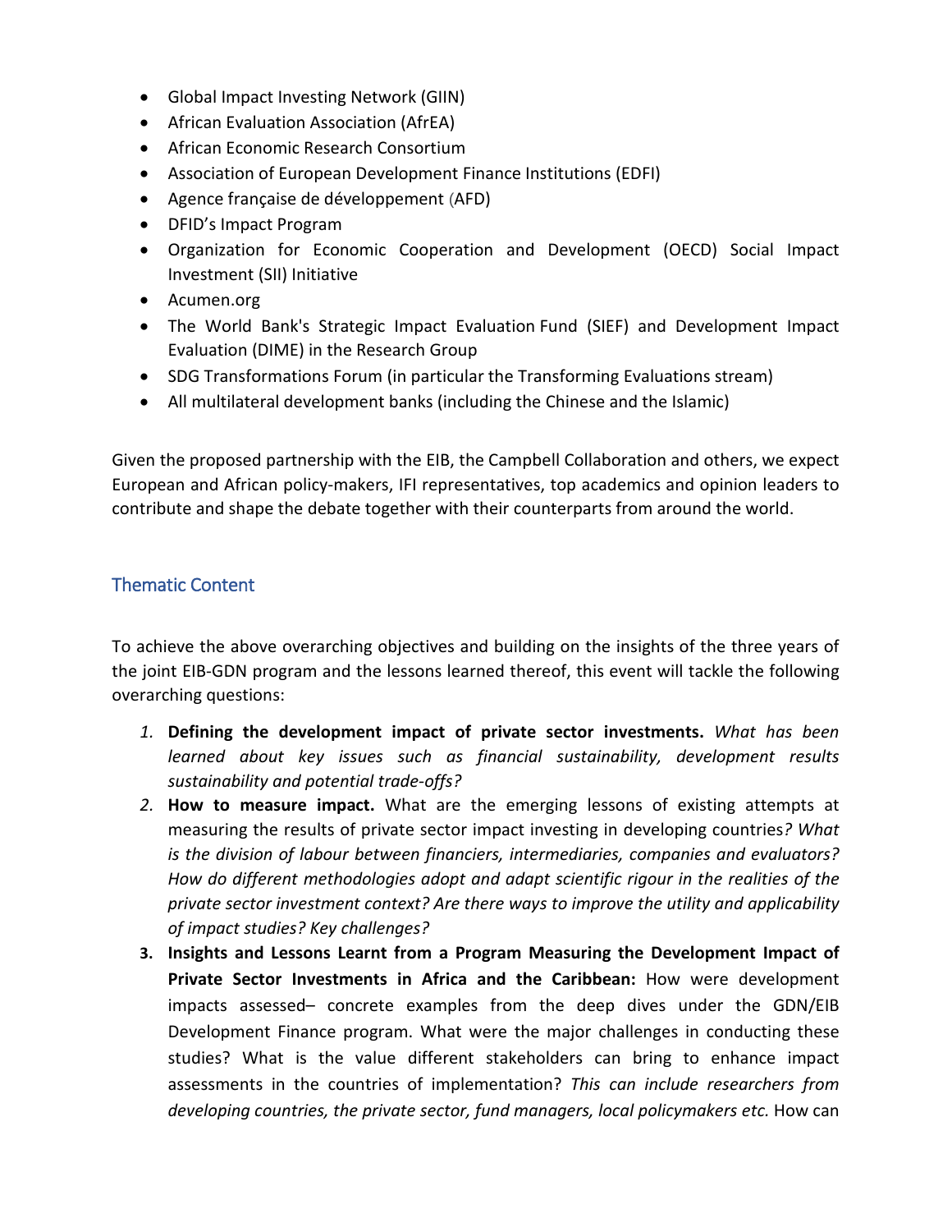- Global Impact Investing Network (GIIN)
- African Evaluation Association (AfrEA)
- African Economic Research Consortium
- Association of European Development Finance Institutions (EDFI)
- Agence française de développement (AFD)
- DFID's Impact Program
- Organization for Economic Cooperation and Development (OECD) Social Impact Investment (SII) Initiative
- Acumen.org
- The World Bank's Strategic Impact Evaluation Fund (SIEF) and Development Impact Evaluation (DIME) in the Research Group
- SDG Transformations Forum (in particular the Transforming Evaluations stream)
- All multilateral development banks (including the Chinese and the Islamic)

Given the proposed partnership with the EIB, the Campbell Collaboration and others, we expect European and African policy-makers, IFI representatives, top academics and opinion leaders to contribute and shape the debate together with their counterparts from around the world.

## Thematic Content

To achieve the above overarching objectives and building on the insights of the three years of the joint EIB-GDN program and the lessons learned thereof, this event will tackle the following overarching questions:

1. **Defining the development impact of private sector investments.** *What has been learned about key issues such as financial sustainability, development results sustainability and potential trade-offs?*
2. **How to measure impact.** What are the emerging lessons of existing attempts at measuring the results of private sector impact investing in developing countries*? What is the division of labour between financiers, intermediaries, companies and evaluators? How do different methodologies adopt and adapt scientific rigour in the realities of the private sector investment context? Are there ways to improve the utility and applicability of impact studies? Key challenges?*
3. **Insights and Lessons Learnt from a Program Measuring the Development Impact of Private Sector Investments in Africa and the Caribbean:** How were development impacts assessed– concrete examples from the deep dives under the GDN/EIB Development Finance program. What were the major challenges in conducting these studies? What is the value different stakeholders can bring to enhance impact assessments in the countries of implementation? *This can include researchers from developing countries, the private sector, fund managers, local policymakers etc.* How can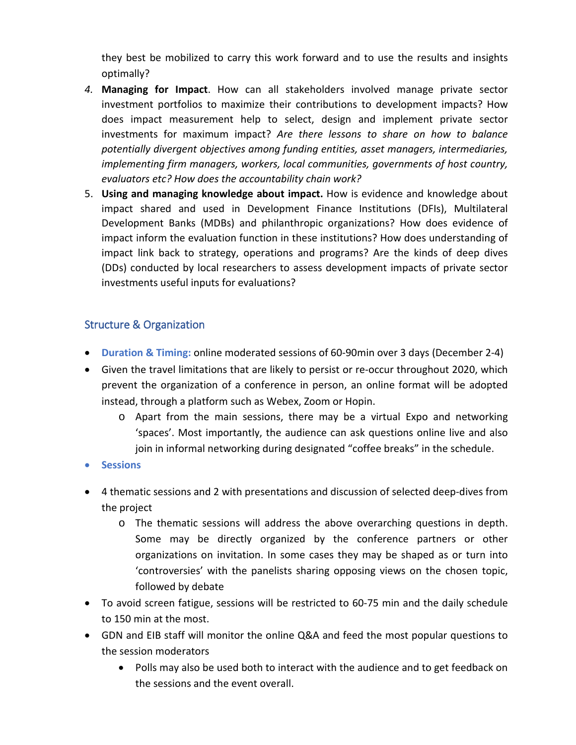they best be mobilized to carry this work forward and to use the results and insights optimally?

4. **Managing for Impact**. How can all stakeholders involved manage private sector investment portfolios to maximize their contributions to development impacts? How does impact measurement help to select, design and implement private sector investments for maximum impact? *Are there lessons to share on how to balance potentially divergent objectives among funding entities, asset managers, intermediaries, implementing firm managers, workers, local communities, governments of host country, evaluators etc? How does the accountability chain work?*
5. **Using and managing knowledge about impact.** How is evidence and knowledge about impact shared and used in Development Finance Institutions (DFIs), Multilateral Development Banks (MDBs) and philanthropic organizations? How does evidence of impact inform the evaluation function in these institutions? How does understanding of impact link back to strategy, operations and programs? Are the kinds of deep dives (DDs) conducted by local researchers to assess development impacts of private sector investments useful inputs for evaluations?

## Structure & Organization

- **Duration & Timing:** online moderated sessions of 60-90min over 3 days (December 2-4)
- Given the travel limitations that are likely to persist or re-occur throughout 2020, which prevent the organization of a conference in person, an online format will be adopted instead, through a platform such as Webex, Zoom or Hopin.
  - Apart from the main sessions, there may be a virtual Expo and networking 'spaces'. Most importantly, the audience can ask questions online live and also join in informal networking during designated "coffee breaks" in the schedule.
- **Sessions**
- 4 thematic sessions and 2 with presentations and discussion of selected deep-dives from the project
  - The thematic sessions will address the above overarching questions in depth. Some may be directly organized by the conference partners or other organizations on invitation. In some cases they may be shaped as or turn into 'controversies' with the panelists sharing opposing views on the chosen topic, followed by debate
- To avoid screen fatigue, sessions will be restricted to 60-75 min and the daily schedule to 150 min at the most.
- GDN and EIB staff will monitor the online Q&A and feed the most popular questions to the session moderators
  - Polls may also be used both to interact with the audience and to get feedback on the sessions and the event overall.